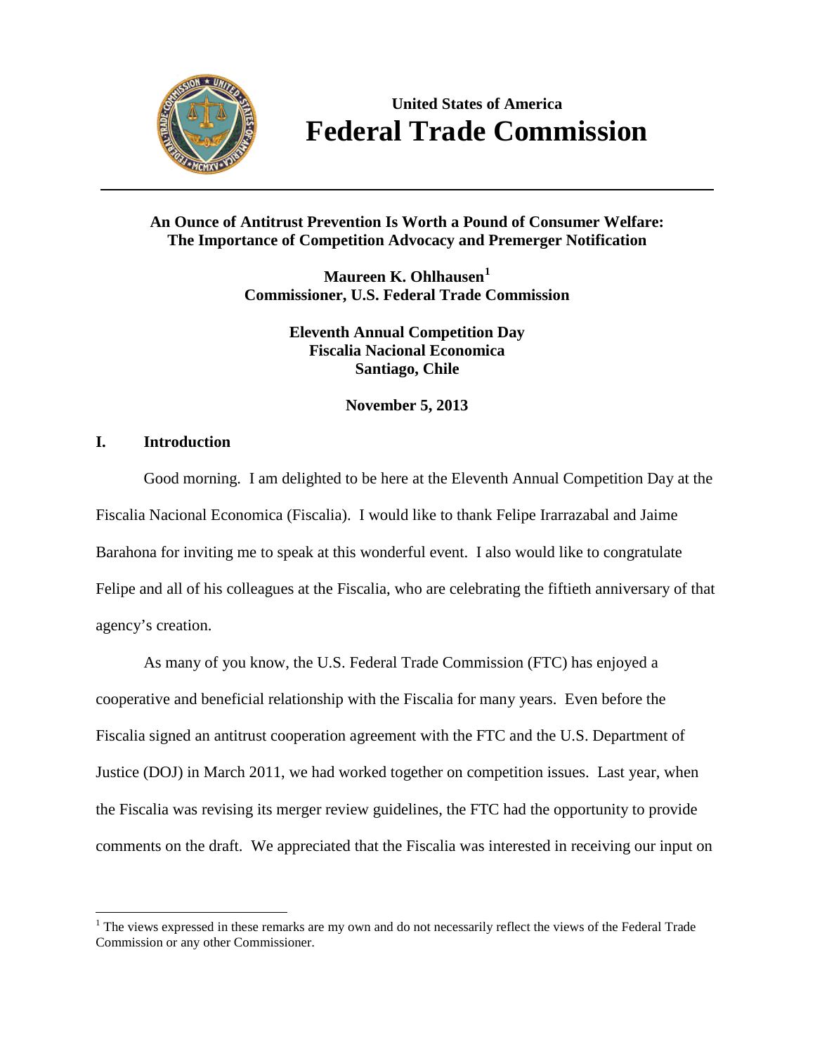**United States of America**

# Federal Trade Commission

---

**An Ounce of Antitrust Prevention Is Worth a Pound of Consumer Welfare: The Importance of Competition Advocacy and Premerger Notification**

**Maureen K. Ohlhausen[1]**
**Commissioner, U.S. Federal Trade Commission**

**Eleventh Annual Competition Day**
**Fiscalia Nacional Economica**
**Santiago, Chile**

**November 5, 2013**

## I. Introduction

Good morning. I am delighted to be here at the Eleventh Annual Competition Day at the Fiscalia Nacional Economica (Fiscalia). I would like to thank Felipe Irarrazabal and Jaime Barahona for inviting me to speak at this wonderful event. I also would like to congratulate Felipe and all of his colleagues at the Fiscalia, who are celebrating the fiftieth anniversary of that agency's creation.

As many of you know, the U.S. Federal Trade Commission (FTC) has enjoyed a cooperative and beneficial relationship with the Fiscalia for many years. Even before the Fiscalia signed an antitrust cooperation agreement with the FTC and the U.S. Department of Justice (DOJ) in March 2011, we had worked together on competition issues. Last year, when the Fiscalia was revising its merger review guidelines, the FTC had the opportunity to provide comments on the draft. We appreciated that the Fiscalia was interested in receiving our input on

---

[1] The views expressed in these remarks are my own and do not necessarily reflect the views of the Federal Trade Commission or any other Commissioner.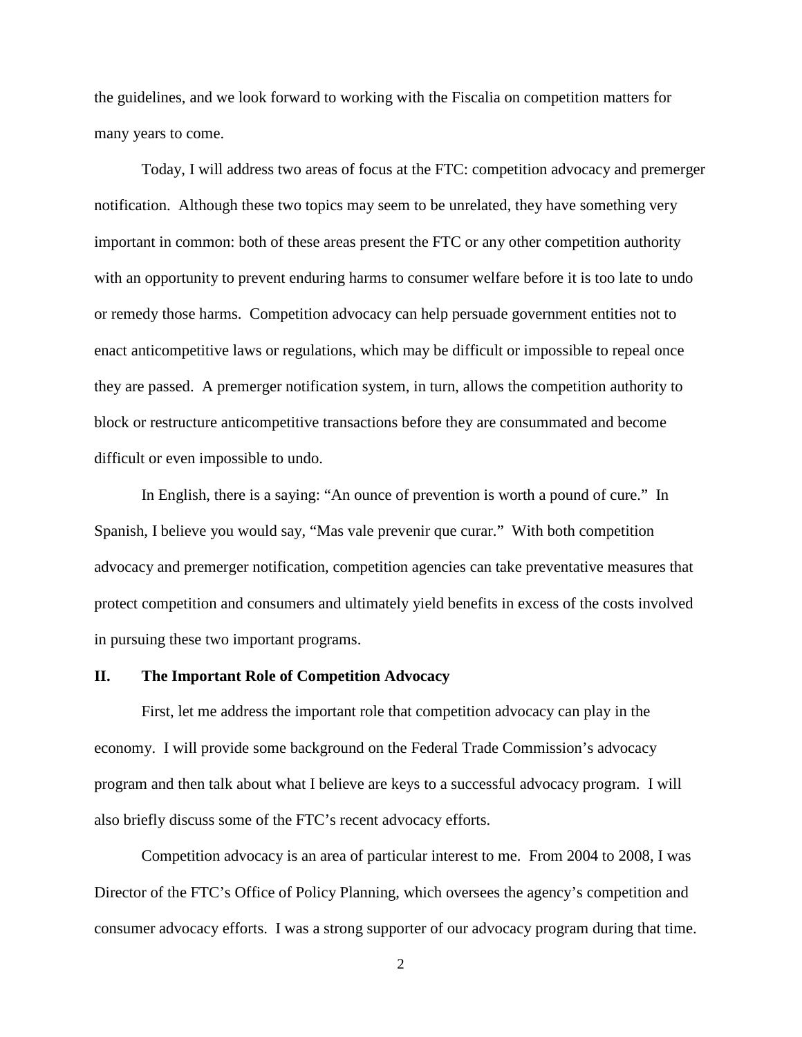the guidelines, and we look forward to working with the Fiscalia on competition matters for many years to come.

Today, I will address two areas of focus at the FTC: competition advocacy and premerger notification. Although these two topics may seem to be unrelated, they have something very important in common: both of these areas present the FTC or any other competition authority with an opportunity to prevent enduring harms to consumer welfare before it is too late to undo or remedy those harms. Competition advocacy can help persuade government entities not to enact anticompetitive laws or regulations, which may be difficult or impossible to repeal once they are passed. A premerger notification system, in turn, allows the competition authority to block or restructure anticompetitive transactions before they are consummated and become difficult or even impossible to undo.

In English, there is a saying: "An ounce of prevention is worth a pound of cure." In Spanish, I believe you would say, "Mas vale prevenir que curar." With both competition advocacy and premerger notification, competition agencies can take preventative measures that protect competition and consumers and ultimately yield benefits in excess of the costs involved in pursuing these two important programs.

## II. The Important Role of Competition Advocacy

First, let me address the important role that competition advocacy can play in the economy. I will provide some background on the Federal Trade Commission's advocacy program and then talk about what I believe are keys to a successful advocacy program. I will also briefly discuss some of the FTC's recent advocacy efforts.

Competition advocacy is an area of particular interest to me. From 2004 to 2008, I was Director of the FTC's Office of Policy Planning, which oversees the agency's competition and consumer advocacy efforts. I was a strong supporter of our advocacy program during that time.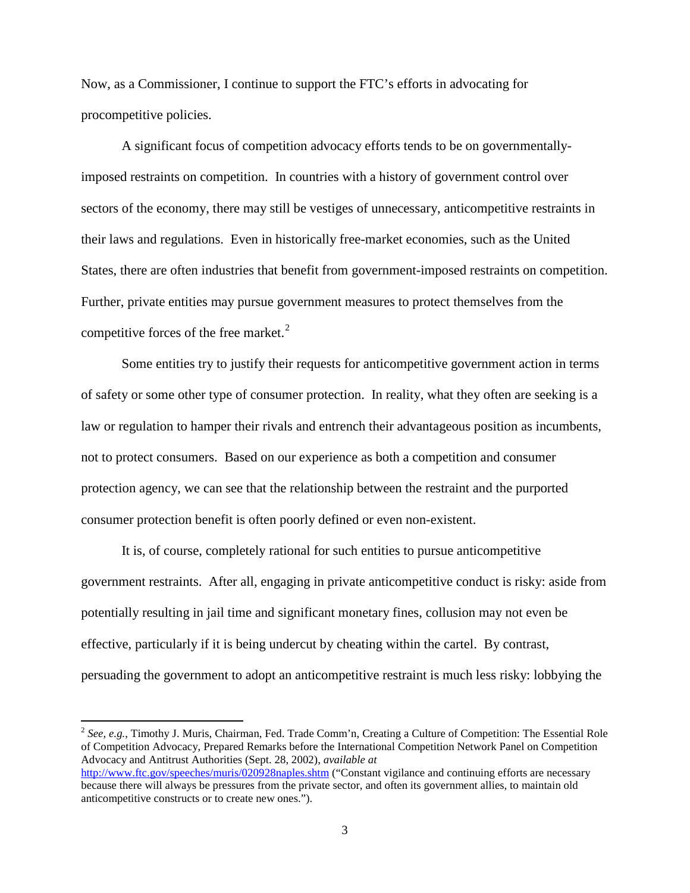Now, as a Commissioner, I continue to support the FTC's efforts in advocating for procompetitive policies.

A significant focus of competition advocacy efforts tends to be on governmentally-imposed restraints on competition. In countries with a history of government control over sectors of the economy, there may still be vestiges of unnecessary, anticompetitive restraints in their laws and regulations. Even in historically free-market economies, such as the United States, there are often industries that benefit from government-imposed restraints on competition. Further, private entities may pursue government measures to protect themselves from the competitive forces of the free market.[2]

Some entities try to justify their requests for anticompetitive government action in terms of safety or some other type of consumer protection. In reality, what they often are seeking is a law or regulation to hamper their rivals and entrench their advantageous position as incumbents, not to protect consumers. Based on our experience as both a competition and consumer protection agency, we can see that the relationship between the restraint and the purported consumer protection benefit is often poorly defined or even non-existent.

It is, of course, completely rational for such entities to pursue anticompetitive government restraints. After all, engaging in private anticompetitive conduct is risky: aside from potentially resulting in jail time and significant monetary fines, collusion may not even be effective, particularly if it is being undercut by cheating within the cartel. By contrast, persuading the government to adopt an anticompetitive restraint is much less risky: lobbying the

---

[2] *See, e.g.*, Timothy J. Muris, Chairman, Fed. Trade Comm'n, Creating a Culture of Competition: The Essential Role of Competition Advocacy, Prepared Remarks before the International Competition Network Panel on Competition Advocacy and Antitrust Authorities (Sept. 28, 2002), *available at* http://www.ftc.gov/speeches/muris/020928naples.shtm ("Constant vigilance and continuing efforts are necessary because there will always be pressures from the private sector, and often its government allies, to maintain old anticompetitive constructs or to create new ones.").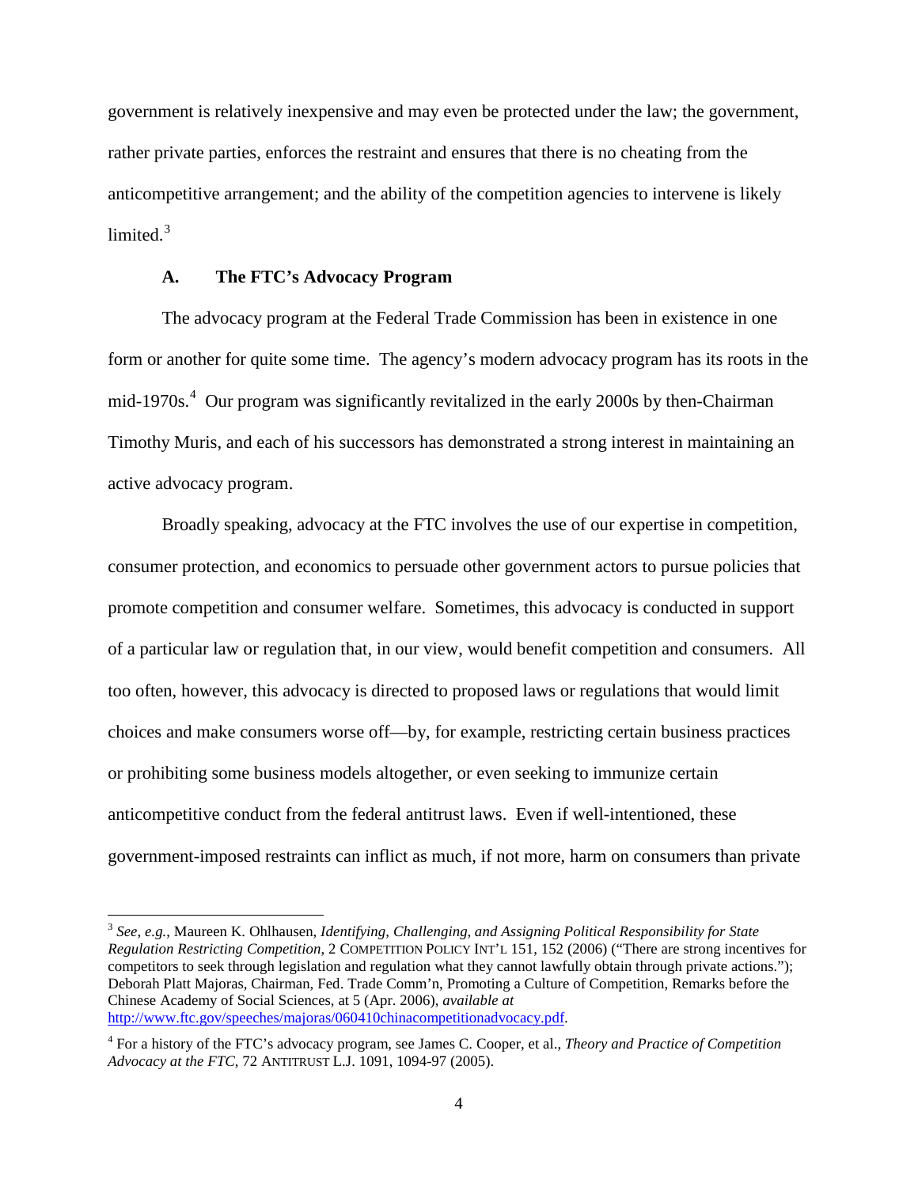government is relatively inexpensive and may even be protected under the law; the government, rather private parties, enforces the restraint and ensures that there is no cheating from the anticompetitive arrangement; and the ability of the competition agencies to intervene is likely limited.[3]

### A. The FTC's Advocacy Program

The advocacy program at the Federal Trade Commission has been in existence in one form or another for quite some time. The agency's modern advocacy program has its roots in the mid-1970s.[4] Our program was significantly revitalized in the early 2000s by then-Chairman Timothy Muris, and each of his successors has demonstrated a strong interest in maintaining an active advocacy program.

Broadly speaking, advocacy at the FTC involves the use of our expertise in competition, consumer protection, and economics to persuade other government actors to pursue policies that promote competition and consumer welfare. Sometimes, this advocacy is conducted in support of a particular law or regulation that, in our view, would benefit competition and consumers. All too often, however, this advocacy is directed to proposed laws or regulations that would limit choices and make consumers worse off—by, for example, restricting certain business practices or prohibiting some business models altogether, or even seeking to immunize certain anticompetitive conduct from the federal antitrust laws. Even if well-intentioned, these government-imposed restraints can inflict as much, if not more, harm on consumers than private

---

[3] *See, e.g.*, Maureen K. Ohlhausen, *Identifying, Challenging, and Assigning Political Responsibility for State Regulation Restricting Competition*, 2 COMPETITION POLICY INT'L 151, 152 (2006) ("There are strong incentives for competitors to seek through legislation and regulation what they cannot lawfully obtain through private actions."); Deborah Platt Majoras, Chairman, Fed. Trade Comm'n, Promoting a Culture of Competition, Remarks before the Chinese Academy of Social Sciences, at 5 (Apr. 2006), *available at* http://www.ftc.gov/speeches/majoras/060410chinacompetitionadvocacy.pdf.

[4] For a history of the FTC's advocacy program, see James C. Cooper, et al., *Theory and Practice of Competition Advocacy at the FTC*, 72 ANTITRUST L.J. 1091, 1094-97 (2005).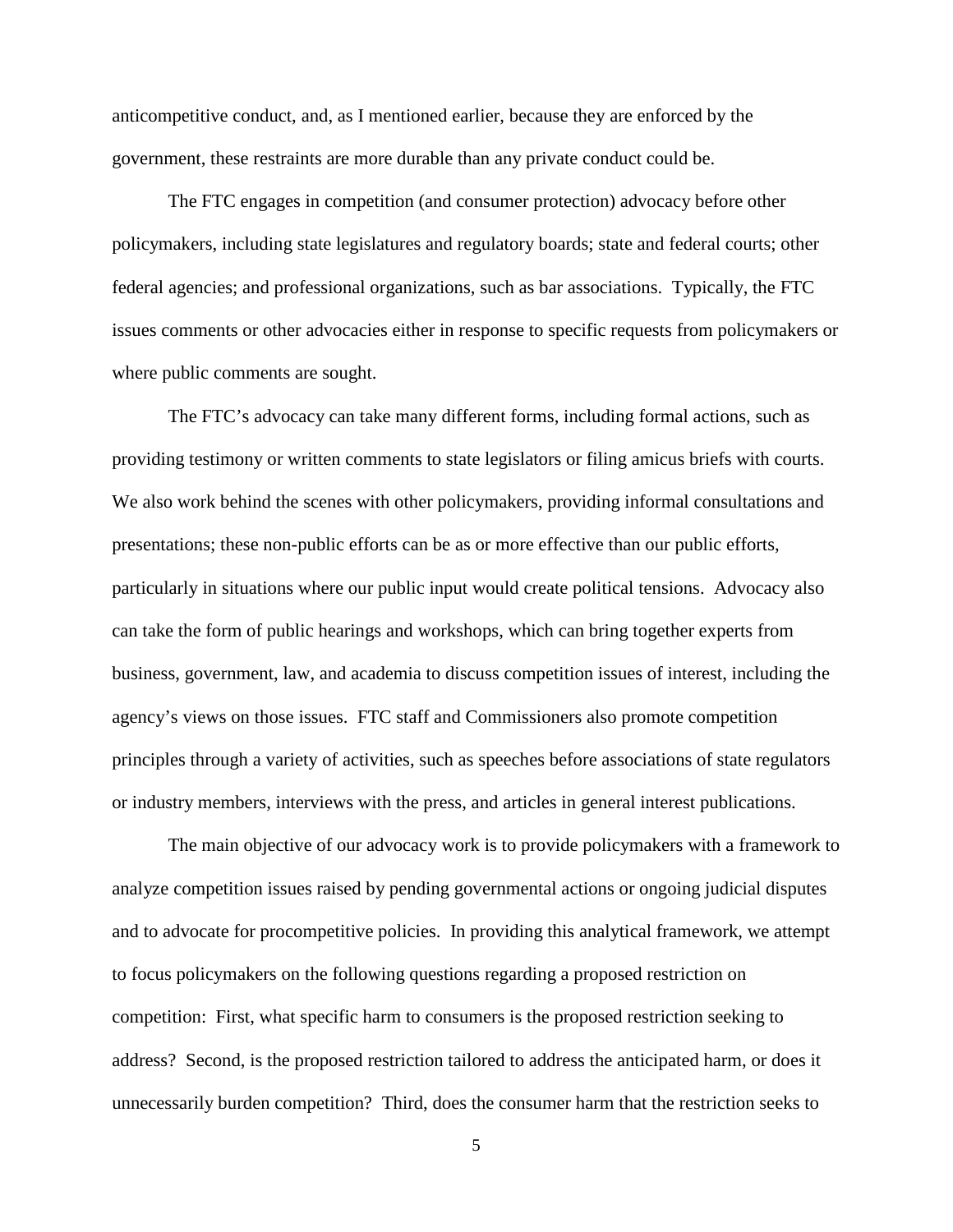anticompetitive conduct, and, as I mentioned earlier, because they are enforced by the government, these restraints are more durable than any private conduct could be.

The FTC engages in competition (and consumer protection) advocacy before other policymakers, including state legislatures and regulatory boards; state and federal courts; other federal agencies; and professional organizations, such as bar associations. Typically, the FTC issues comments or other advocacies either in response to specific requests from policymakers or where public comments are sought.

The FTC's advocacy can take many different forms, including formal actions, such as providing testimony or written comments to state legislators or filing amicus briefs with courts. We also work behind the scenes with other policymakers, providing informal consultations and presentations; these non-public efforts can be as or more effective than our public efforts, particularly in situations where our public input would create political tensions. Advocacy also can take the form of public hearings and workshops, which can bring together experts from business, government, law, and academia to discuss competition issues of interest, including the agency's views on those issues. FTC staff and Commissioners also promote competition principles through a variety of activities, such as speeches before associations of state regulators or industry members, interviews with the press, and articles in general interest publications.

The main objective of our advocacy work is to provide policymakers with a framework to analyze competition issues raised by pending governmental actions or ongoing judicial disputes and to advocate for procompetitive policies. In providing this analytical framework, we attempt to focus policymakers on the following questions regarding a proposed restriction on competition: First, what specific harm to consumers is the proposed restriction seeking to address? Second, is the proposed restriction tailored to address the anticipated harm, or does it unnecessarily burden competition? Third, does the consumer harm that the restriction seeks to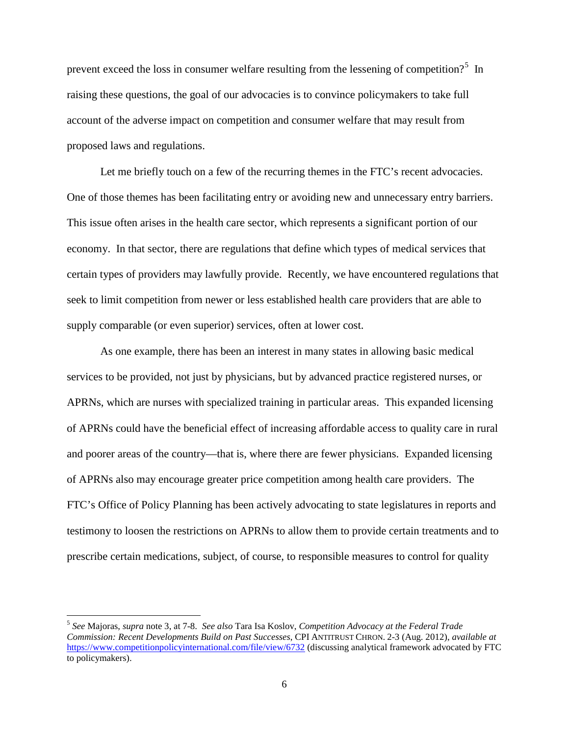prevent exceed the loss in consumer welfare resulting from the lessening of competition?[5] In raising these questions, the goal of our advocacies is to convince policymakers to take full account of the adverse impact on competition and consumer welfare that may result from proposed laws and regulations.

Let me briefly touch on a few of the recurring themes in the FTC's recent advocacies. One of those themes has been facilitating entry or avoiding new and unnecessary entry barriers. This issue often arises in the health care sector, which represents a significant portion of our economy. In that sector, there are regulations that define which types of medical services that certain types of providers may lawfully provide. Recently, we have encountered regulations that seek to limit competition from newer or less established health care providers that are able to supply comparable (or even superior) services, often at lower cost.

As one example, there has been an interest in many states in allowing basic medical services to be provided, not just by physicians, but by advanced practice registered nurses, or APRNs, which are nurses with specialized training in particular areas. This expanded licensing of APRNs could have the beneficial effect of increasing affordable access to quality care in rural and poorer areas of the country—that is, where there are fewer physicians. Expanded licensing of APRNs also may encourage greater price competition among health care providers. The FTC's Office of Policy Planning has been actively advocating to state legislatures in reports and testimony to loosen the restrictions on APRNs to allow them to provide certain treatments and to prescribe certain medications, subject, of course, to responsible measures to control for quality

---

[5] *See* Majoras, *supra* note 3, at 7-8. *See also* Tara Isa Koslov, *Competition Advocacy at the Federal Trade Commission: Recent Developments Build on Past Successes*, CPI ANTITRUST CHRON. 2-3 (Aug. 2012), *available at* https://www.competitionpolicyinternational.com/file/view/6732 (discussing analytical framework advocated by FTC to policymakers).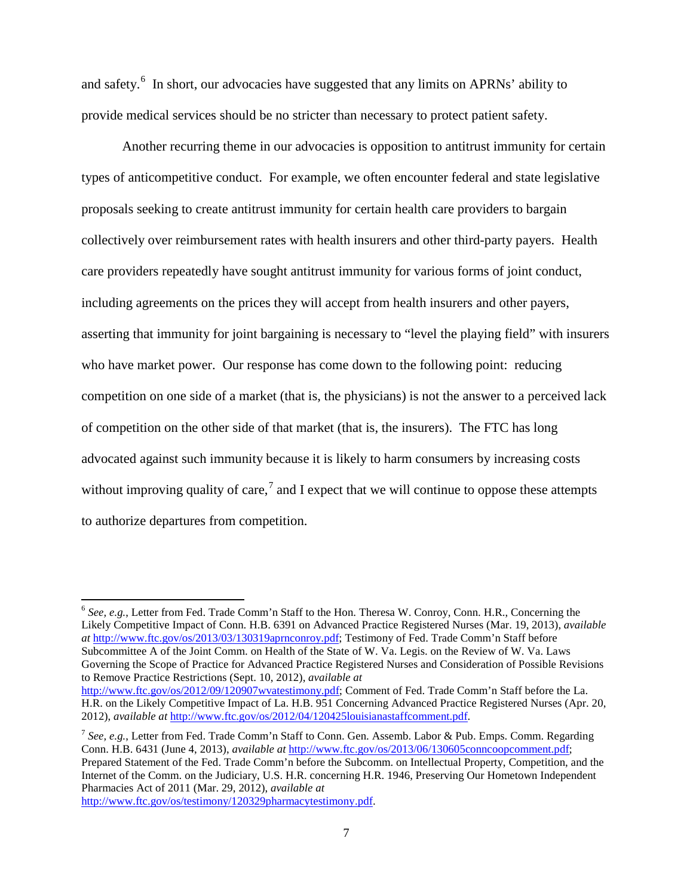and safety.[6] In short, our advocacies have suggested that any limits on APRNs' ability to provide medical services should be no stricter than necessary to protect patient safety.

Another recurring theme in our advocacies is opposition to antitrust immunity for certain types of anticompetitive conduct. For example, we often encounter federal and state legislative proposals seeking to create antitrust immunity for certain health care providers to bargain collectively over reimbursement rates with health insurers and other third-party payers. Health care providers repeatedly have sought antitrust immunity for various forms of joint conduct, including agreements on the prices they will accept from health insurers and other payers, asserting that immunity for joint bargaining is necessary to "level the playing field" with insurers who have market power. Our response has come down to the following point: reducing competition on one side of a market (that is, the physicians) is not the answer to a perceived lack of competition on the other side of that market (that is, the insurers). The FTC has long advocated against such immunity because it is likely to harm consumers by increasing costs without improving quality of care,[7] and I expect that we will continue to oppose these attempts to authorize departures from competition.

---

[6] *See, e.g.*, Letter from Fed. Trade Comm'n Staff to the Hon. Theresa W. Conroy, Conn. H.R., Concerning the Likely Competitive Impact of Conn. H.B. 6391 on Advanced Practice Registered Nurses (Mar. 19, 2013), *available at* http://www.ftc.gov/os/2013/03/130319aprnconroy.pdf; Testimony of Fed. Trade Comm'n Staff before Subcommittee A of the Joint Comm. on Health of the State of W. Va. Legis. on the Review of W. Va. Laws Governing the Scope of Practice for Advanced Practice Registered Nurses and Consideration of Possible Revisions to Remove Practice Restrictions (Sept. 10, 2012), *available at* http://www.ftc.gov/os/2012/09/120907wvatestimony.pdf; Comment of Fed. Trade Comm'n Staff before the La. H.R. on the Likely Competitive Impact of La. H.B. 951 Concerning Advanced Practice Registered Nurses (Apr. 20, 2012), *available at* http://www.ftc.gov/os/2012/04/120425louisianastaffcomment.pdf.

[7] *See, e.g.*, Letter from Fed. Trade Comm'n Staff to Conn. Gen. Assemb. Labor & Pub. Emps. Comm. Regarding Conn. H.B. 6431 (June 4, 2013), *available at* http://www.ftc.gov/os/2013/06/130605conncoopcomment.pdf; Prepared Statement of the Fed. Trade Comm'n before the Subcomm. on Intellectual Property, Competition, and the Internet of the Comm. on the Judiciary, U.S. H.R. concerning H.R. 1946, Preserving Our Hometown Independent Pharmacies Act of 2011 (Mar. 29, 2012), *available at* http://www.ftc.gov/os/testimony/120329pharmacytestimony.pdf.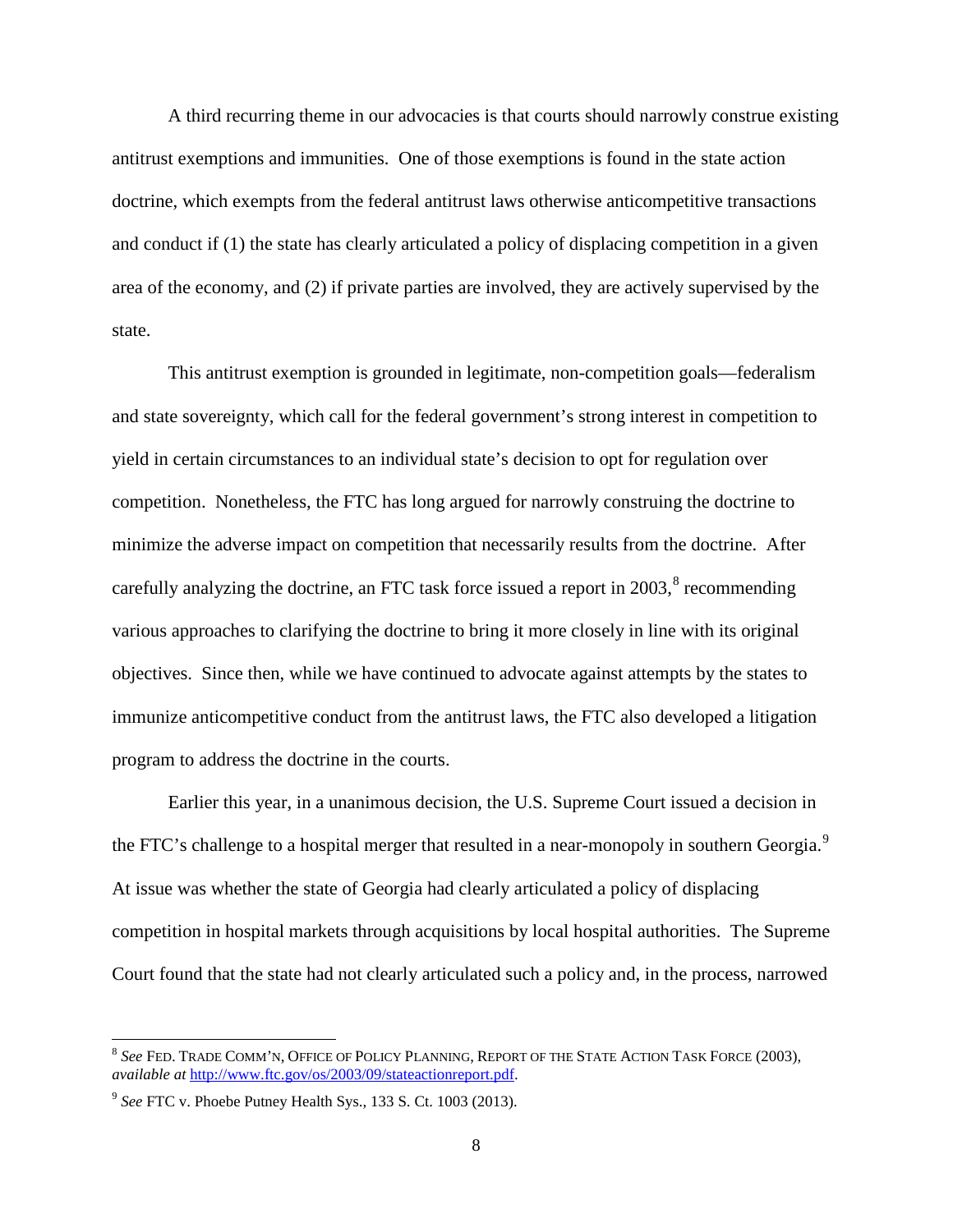A third recurring theme in our advocacies is that courts should narrowly construe existing antitrust exemptions and immunities. One of those exemptions is found in the state action doctrine, which exempts from the federal antitrust laws otherwise anticompetitive transactions and conduct if (1) the state has clearly articulated a policy of displacing competition in a given area of the economy, and (2) if private parties are involved, they are actively supervised by the state.

This antitrust exemption is grounded in legitimate, non-competition goals—federalism and state sovereignty, which call for the federal government's strong interest in competition to yield in certain circumstances to an individual state's decision to opt for regulation over competition. Nonetheless, the FTC has long argued for narrowly construing the doctrine to minimize the adverse impact on competition that necessarily results from the doctrine. After carefully analyzing the doctrine, an FTC task force issued a report in 2003,[8] recommending various approaches to clarifying the doctrine to bring it more closely in line with its original objectives. Since then, while we have continued to advocate against attempts by the states to immunize anticompetitive conduct from the antitrust laws, the FTC also developed a litigation program to address the doctrine in the courts.

Earlier this year, in a unanimous decision, the U.S. Supreme Court issued a decision in the FTC's challenge to a hospital merger that resulted in a near-monopoly in southern Georgia.[9] At issue was whether the state of Georgia had clearly articulated a policy of displacing competition in hospital markets through acquisitions by local hospital authorities. The Supreme Court found that the state had not clearly articulated such a policy and, in the process, narrowed

---

[8] *See* FED. TRADE COMM'N, OFFICE OF POLICY PLANNING, REPORT OF THE STATE ACTION TASK FORCE (2003), *available at* http://www.ftc.gov/os/2003/09/stateactionreport.pdf.

[9] *See* FTC v. Phoebe Putney Health Sys., 133 S. Ct. 1003 (2013).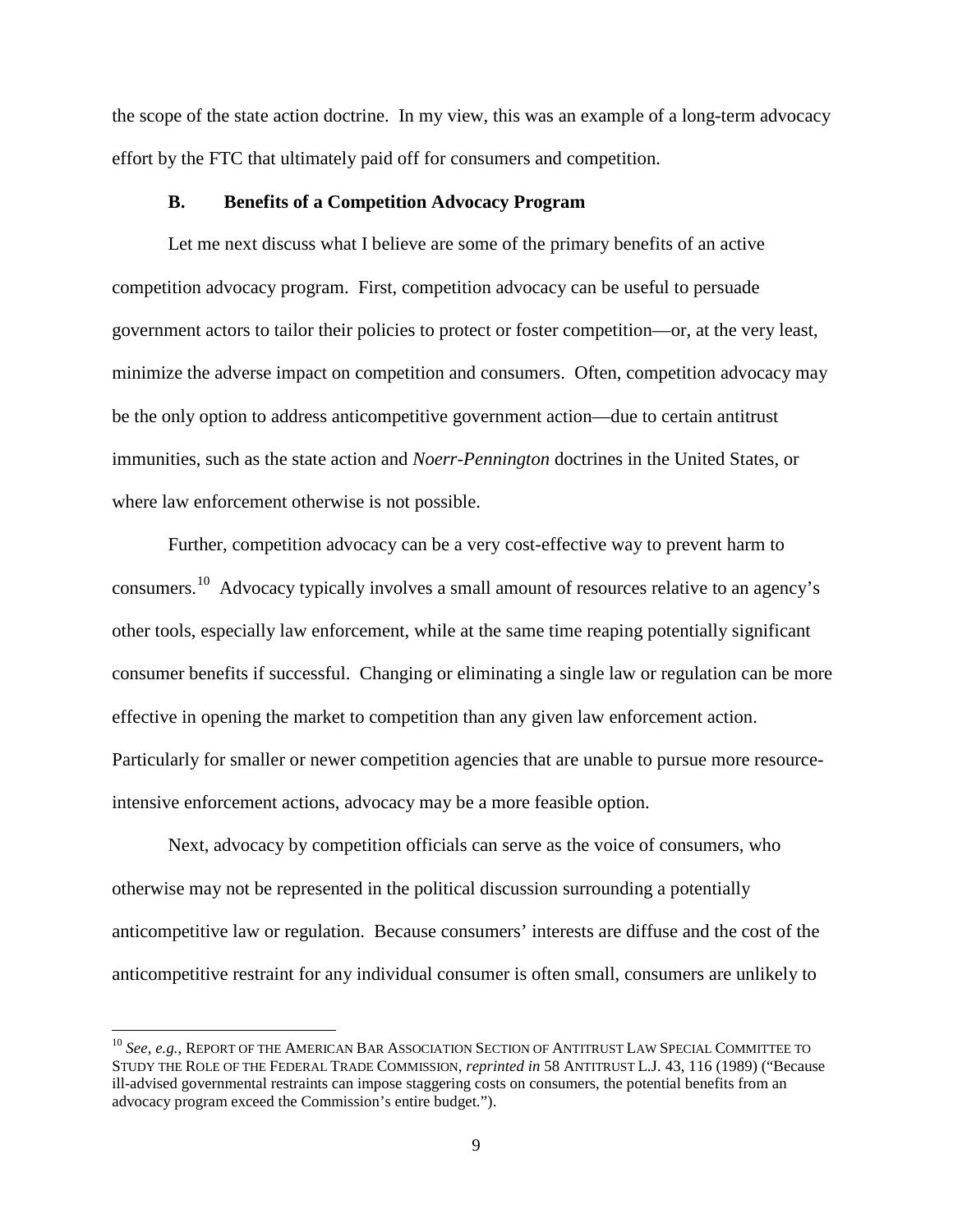the scope of the state action doctrine. In my view, this was an example of a long-term advocacy effort by the FTC that ultimately paid off for consumers and competition.

### B. Benefits of a Competition Advocacy Program

Let me next discuss what I believe are some of the primary benefits of an active competition advocacy program. First, competition advocacy can be useful to persuade government actors to tailor their policies to protect or foster competition—or, at the very least, minimize the adverse impact on competition and consumers. Often, competition advocacy may be the only option to address anticompetitive government action—due to certain antitrust immunities, such as the state action and *Noerr-Pennington* doctrines in the United States, or where law enforcement otherwise is not possible.

Further, competition advocacy can be a very cost-effective way to prevent harm to consumers.[10] Advocacy typically involves a small amount of resources relative to an agency's other tools, especially law enforcement, while at the same time reaping potentially significant consumer benefits if successful. Changing or eliminating a single law or regulation can be more effective in opening the market to competition than any given law enforcement action. Particularly for smaller or newer competition agencies that are unable to pursue more resource-intensive enforcement actions, advocacy may be a more feasible option.

Next, advocacy by competition officials can serve as the voice of consumers, who otherwise may not be represented in the political discussion surrounding a potentially anticompetitive law or regulation. Because consumers' interests are diffuse and the cost of the anticompetitive restraint for any individual consumer is often small, consumers are unlikely to

---

[10] *See, e.g.*, REPORT OF THE AMERICAN BAR ASSOCIATION SECTION OF ANTITRUST LAW SPECIAL COMMITTEE TO STUDY THE ROLE OF THE FEDERAL TRADE COMMISSION, *reprinted in* 58 ANTITRUST L.J. 43, 116 (1989) ("Because ill-advised governmental restraints can impose staggering costs on consumers, the potential benefits from an advocacy program exceed the Commission's entire budget.").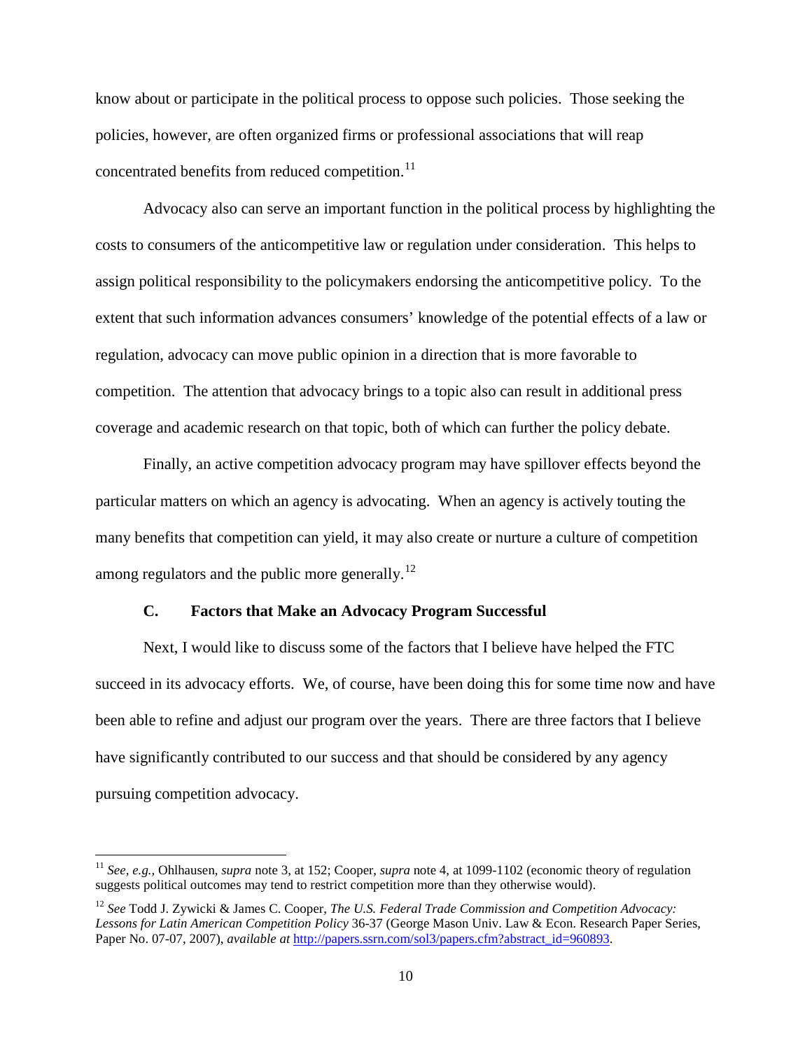know about or participate in the political process to oppose such policies. Those seeking the policies, however, are often organized firms or professional associations that will reap concentrated benefits from reduced competition.[11]

Advocacy also can serve an important function in the political process by highlighting the costs to consumers of the anticompetitive law or regulation under consideration. This helps to assign political responsibility to the policymakers endorsing the anticompetitive policy. To the extent that such information advances consumers' knowledge of the potential effects of a law or regulation, advocacy can move public opinion in a direction that is more favorable to competition. The attention that advocacy brings to a topic also can result in additional press coverage and academic research on that topic, both of which can further the policy debate.

Finally, an active competition advocacy program may have spillover effects beyond the particular matters on which an agency is advocating. When an agency is actively touting the many benefits that competition can yield, it may also create or nurture a culture of competition among regulators and the public more generally.[12]

### C. Factors that Make an Advocacy Program Successful

Next, I would like to discuss some of the factors that I believe have helped the FTC succeed in its advocacy efforts. We, of course, have been doing this for some time now and have been able to refine and adjust our program over the years. There are three factors that I believe have significantly contributed to our success and that should be considered by any agency pursuing competition advocacy.

---

[11] *See, e.g.*, Ohlhausen, *supra* note 3, at 152; Cooper, *supra* note 4, at 1099-1102 (economic theory of regulation suggests political outcomes may tend to restrict competition more than they otherwise would).

[12] *See* Todd J. Zywicki & James C. Cooper, *The U.S. Federal Trade Commission and Competition Advocacy: Lessons for Latin American Competition Policy* 36-37 (George Mason Univ. Law & Econ. Research Paper Series, Paper No. 07-07, 2007), *available at* http://papers.ssrn.com/sol3/papers.cfm?abstract_id=960893.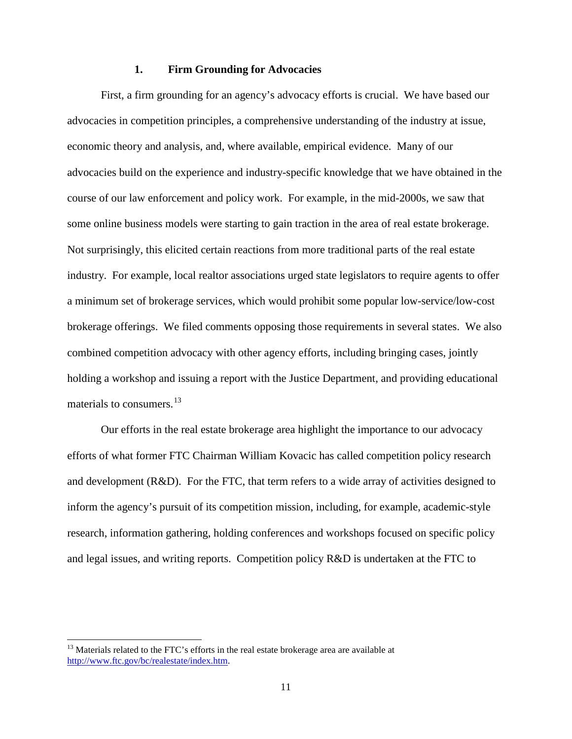### 1. Firm Grounding for Advocacies

First, a firm grounding for an agency's advocacy efforts is crucial. We have based our advocacies in competition principles, a comprehensive understanding of the industry at issue, economic theory and analysis, and, where available, empirical evidence. Many of our advocacies build on the experience and industry-specific knowledge that we have obtained in the course of our law enforcement and policy work. For example, in the mid-2000s, we saw that some online business models were starting to gain traction in the area of real estate brokerage. Not surprisingly, this elicited certain reactions from more traditional parts of the real estate industry. For example, local realtor associations urged state legislators to require agents to offer a minimum set of brokerage services, which would prohibit some popular low-service/low-cost brokerage offerings. We filed comments opposing those requirements in several states. We also combined competition advocacy with other agency efforts, including bringing cases, jointly holding a workshop and issuing a report with the Justice Department, and providing educational materials to consumers.[13]

Our efforts in the real estate brokerage area highlight the importance to our advocacy efforts of what former FTC Chairman William Kovacic has called competition policy research and development (R&D). For the FTC, that term refers to a wide array of activities designed to inform the agency's pursuit of its competition mission, including, for example, academic-style research, information gathering, holding conferences and workshops focused on specific policy and legal issues, and writing reports. Competition policy R&D is undertaken at the FTC to

---

[13] Materials related to the FTC's efforts in the real estate brokerage area are available at http://www.ftc.gov/bc/realestate/index.htm.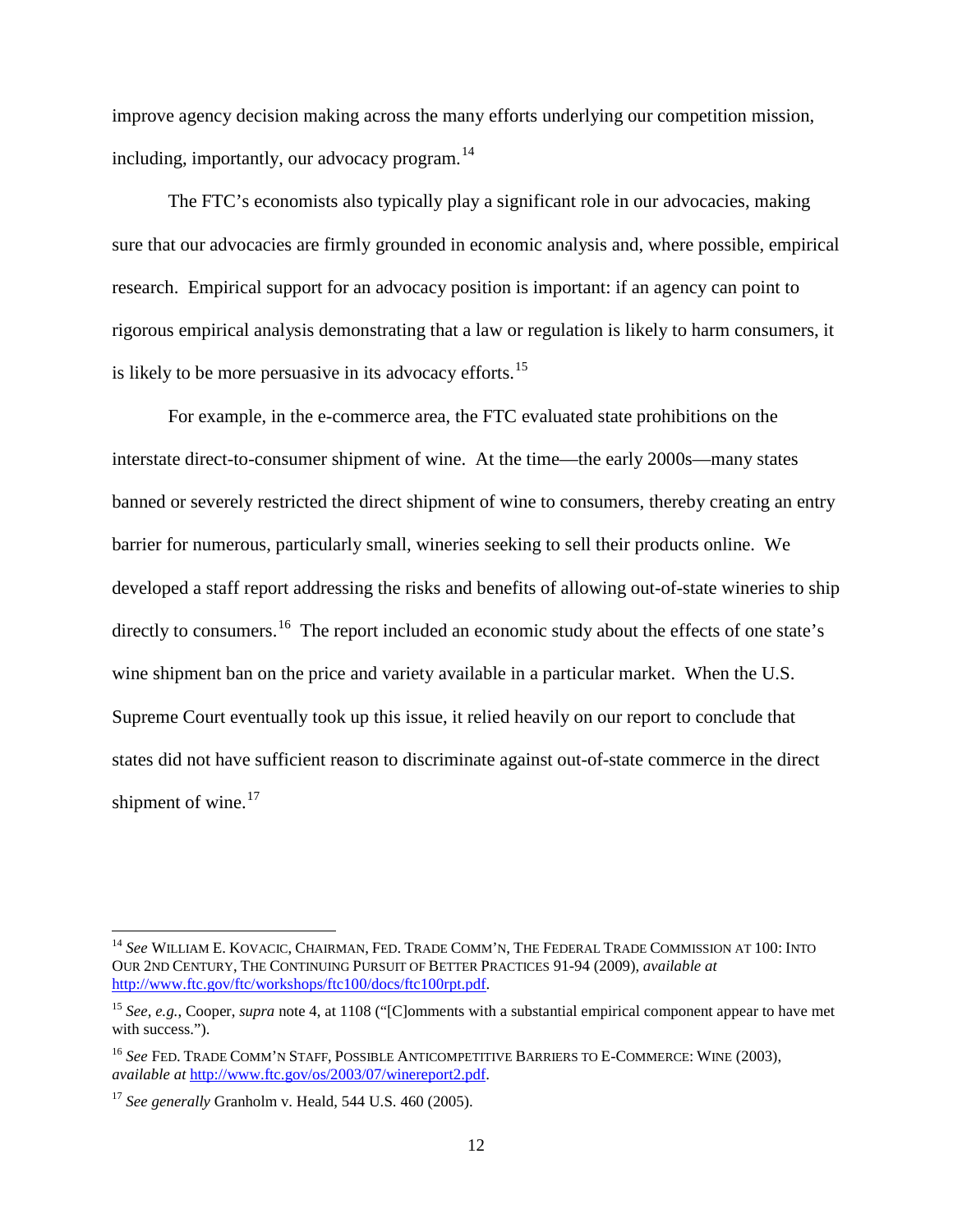improve agency decision making across the many efforts underlying our competition mission, including, importantly, our advocacy program.[14]

The FTC's economists also typically play a significant role in our advocacies, making sure that our advocacies are firmly grounded in economic analysis and, where possible, empirical research. Empirical support for an advocacy position is important: if an agency can point to rigorous empirical analysis demonstrating that a law or regulation is likely to harm consumers, it is likely to be more persuasive in its advocacy efforts.[15]

For example, in the e-commerce area, the FTC evaluated state prohibitions on the interstate direct-to-consumer shipment of wine. At the time—the early 2000s—many states banned or severely restricted the direct shipment of wine to consumers, thereby creating an entry barrier for numerous, particularly small, wineries seeking to sell their products online. We developed a staff report addressing the risks and benefits of allowing out-of-state wineries to ship directly to consumers.[16] The report included an economic study about the effects of one state's wine shipment ban on the price and variety available in a particular market. When the U.S. Supreme Court eventually took up this issue, it relied heavily on our report to conclude that states did not have sufficient reason to discriminate against out-of-state commerce in the direct shipment of wine.[17]

---

[14] *See* WILLIAM E. KOVACIC, CHAIRMAN, FED. TRADE COMM'N, THE FEDERAL TRADE COMMISSION AT 100: INTO OUR 2ND CENTURY, THE CONTINUING PURSUIT OF BETTER PRACTICES 91-94 (2009), *available at* http://www.ftc.gov/ftc/workshops/ftc100/docs/ftc100rpt.pdf.

[15] *See, e.g.*, Cooper, *supra* note 4, at 1108 ("[C]omments with a substantial empirical component appear to have met with success.").

[16] *See* FED. TRADE COMM'N STAFF, POSSIBLE ANTICOMPETITIVE BARRIERS TO E-COMMERCE: WINE (2003), *available at* http://www.ftc.gov/os/2003/07/winereport2.pdf.

[17] *See generally* Granholm v. Heald, 544 U.S. 460 (2005).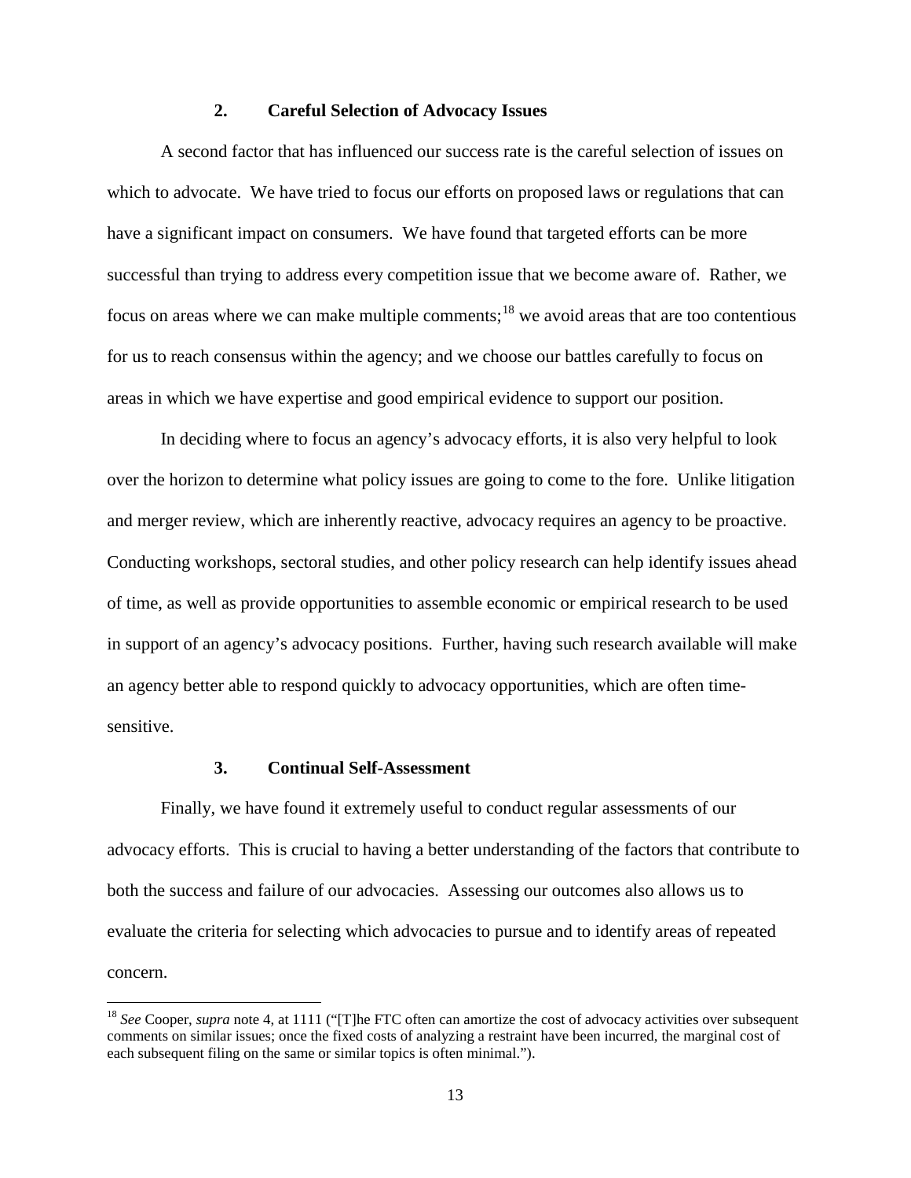### 2. Careful Selection of Advocacy Issues

A second factor that has influenced our success rate is the careful selection of issues on which to advocate. We have tried to focus our efforts on proposed laws or regulations that can have a significant impact on consumers. We have found that targeted efforts can be more successful than trying to address every competition issue that we become aware of. Rather, we focus on areas where we can make multiple comments;[18] we avoid areas that are too contentious for us to reach consensus within the agency; and we choose our battles carefully to focus on areas in which we have expertise and good empirical evidence to support our position.

In deciding where to focus an agency's advocacy efforts, it is also very helpful to look over the horizon to determine what policy issues are going to come to the fore. Unlike litigation and merger review, which are inherently reactive, advocacy requires an agency to be proactive. Conducting workshops, sectoral studies, and other policy research can help identify issues ahead of time, as well as provide opportunities to assemble economic or empirical research to be used in support of an agency's advocacy positions. Further, having such research available will make an agency better able to respond quickly to advocacy opportunities, which are often time-sensitive.

### 3. Continual Self-Assessment

Finally, we have found it extremely useful to conduct regular assessments of our advocacy efforts. This is crucial to having a better understanding of the factors that contribute to both the success and failure of our advocacies. Assessing our outcomes also allows us to evaluate the criteria for selecting which advocacies to pursue and to identify areas of repeated concern.

---

[18] *See* Cooper, *supra* note 4, at 1111 ("[T]he FTC often can amortize the cost of advocacy activities over subsequent comments on similar issues; once the fixed costs of analyzing a restraint have been incurred, the marginal cost of each subsequent filing on the same or similar topics is often minimal.").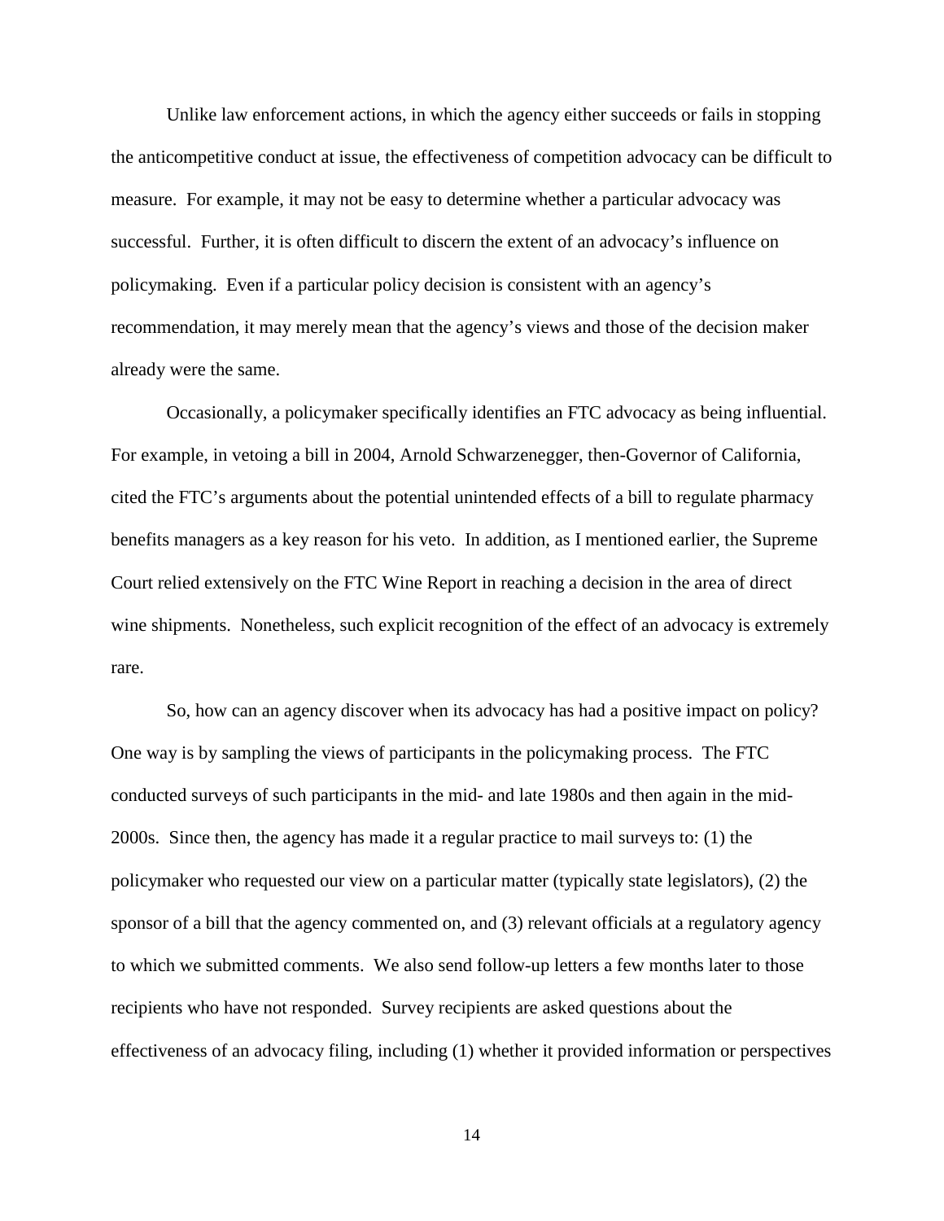Unlike law enforcement actions, in which the agency either succeeds or fails in stopping the anticompetitive conduct at issue, the effectiveness of competition advocacy can be difficult to measure. For example, it may not be easy to determine whether a particular advocacy was successful. Further, it is often difficult to discern the extent of an advocacy's influence on policymaking. Even if a particular policy decision is consistent with an agency's recommendation, it may merely mean that the agency's views and those of the decision maker already were the same.

Occasionally, a policymaker specifically identifies an FTC advocacy as being influential. For example, in vetoing a bill in 2004, Arnold Schwarzenegger, then-Governor of California, cited the FTC's arguments about the potential unintended effects of a bill to regulate pharmacy benefits managers as a key reason for his veto. In addition, as I mentioned earlier, the Supreme Court relied extensively on the FTC Wine Report in reaching a decision in the area of direct wine shipments. Nonetheless, such explicit recognition of the effect of an advocacy is extremely rare.

So, how can an agency discover when its advocacy has had a positive impact on policy? One way is by sampling the views of participants in the policymaking process. The FTC conducted surveys of such participants in the mid- and late 1980s and then again in the mid-2000s. Since then, the agency has made it a regular practice to mail surveys to: (1) the policymaker who requested our view on a particular matter (typically state legislators), (2) the sponsor of a bill that the agency commented on, and (3) relevant officials at a regulatory agency to which we submitted comments. We also send follow-up letters a few months later to those recipients who have not responded. Survey recipients are asked questions about the effectiveness of an advocacy filing, including (1) whether it provided information or perspectives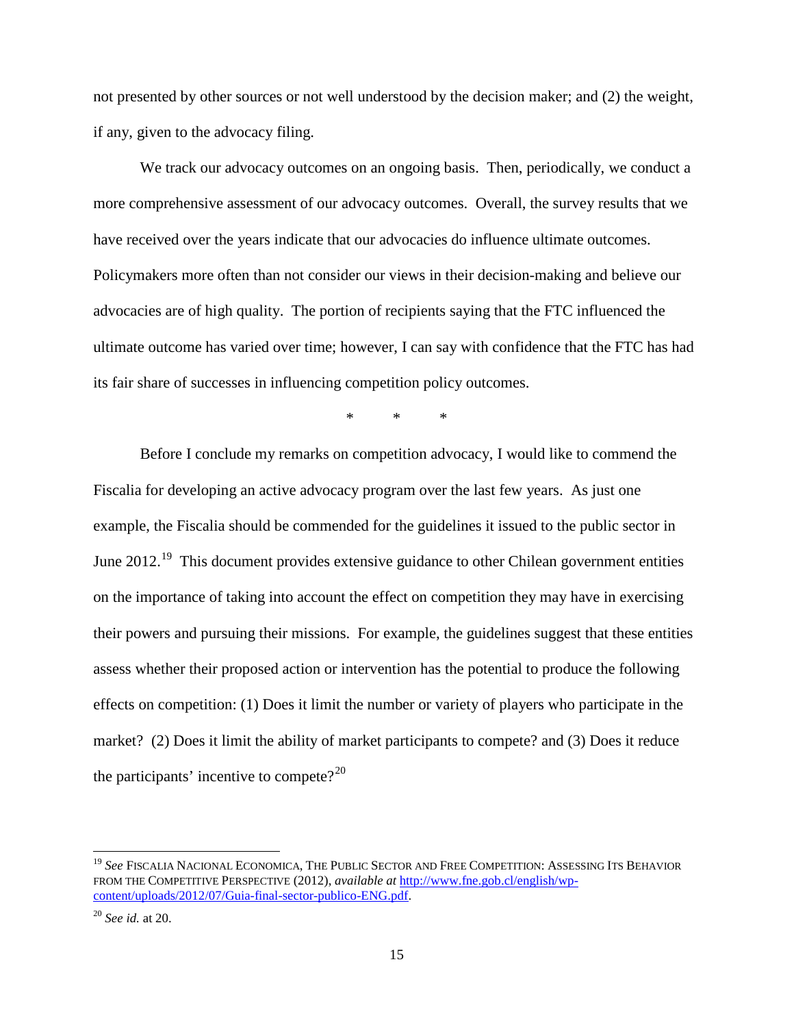not presented by other sources or not well understood by the decision maker; and (2) the weight, if any, given to the advocacy filing.

We track our advocacy outcomes on an ongoing basis. Then, periodically, we conduct a more comprehensive assessment of our advocacy outcomes. Overall, the survey results that we have received over the years indicate that our advocacies do influence ultimate outcomes. Policymakers more often than not consider our views in their decision-making and believe our advocacies are of high quality. The portion of recipients saying that the FTC influenced the ultimate outcome has varied over time; however, I can say with confidence that the FTC has had its fair share of successes in influencing competition policy outcomes.

\* \* \*

Before I conclude my remarks on competition advocacy, I would like to commend the Fiscalia for developing an active advocacy program over the last few years. As just one example, the Fiscalia should be commended for the guidelines it issued to the public sector in June 2012.[19] This document provides extensive guidance to other Chilean government entities on the importance of taking into account the effect on competition they may have in exercising their powers and pursuing their missions. For example, the guidelines suggest that these entities assess whether their proposed action or intervention has the potential to produce the following effects on competition: (1) Does it limit the number or variety of players who participate in the market? (2) Does it limit the ability of market participants to compete? and (3) Does it reduce the participants' incentive to compete?[20]

---

[19] *See* Fiscalia Nacional Economica, The Public Sector and Free Competition: Assessing Its Behavior from the Competitive Perspective (2012), *available at* http://www.fne.gob.cl/english/wp-content/uploads/2012/07/Guia-final-sector-publico-ENG.pdf.

[20] *See id.* at 20.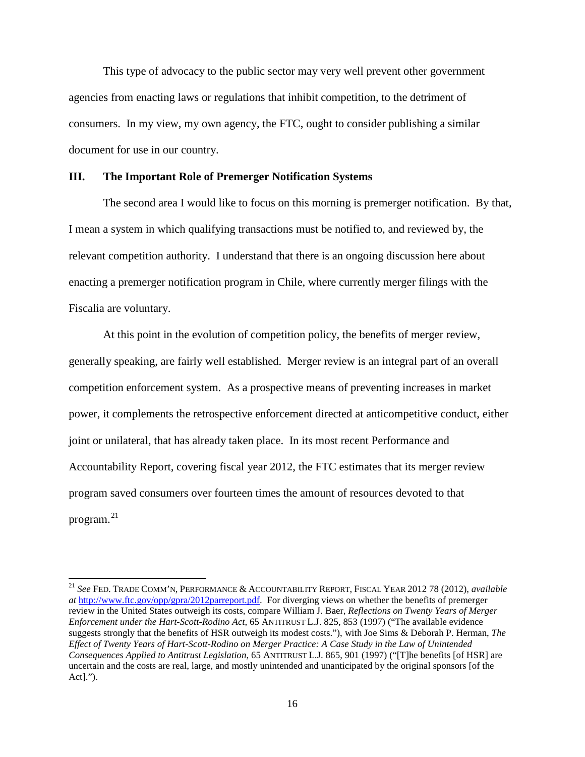This type of advocacy to the public sector may very well prevent other government agencies from enacting laws or regulations that inhibit competition, to the detriment of consumers. In my view, my own agency, the FTC, ought to consider publishing a similar document for use in our country.

## III. The Important Role of Premerger Notification Systems

The second area I would like to focus on this morning is premerger notification. By that, I mean a system in which qualifying transactions must be notified to, and reviewed by, the relevant competition authority. I understand that there is an ongoing discussion here about enacting a premerger notification program in Chile, where currently merger filings with the Fiscalia are voluntary.

At this point in the evolution of competition policy, the benefits of merger review, generally speaking, are fairly well established. Merger review is an integral part of an overall competition enforcement system. As a prospective means of preventing increases in market power, it complements the retrospective enforcement directed at anticompetitive conduct, either joint or unilateral, that has already taken place. In its most recent Performance and Accountability Report, covering fiscal year 2012, the FTC estimates that its merger review program saved consumers over fourteen times the amount of resources devoted to that program.[21]

---

[21] *See* FED. TRADE COMM'N, PERFORMANCE & ACCOUNTABILITY REPORT, FISCAL YEAR 2012 78 (2012), *available at* http://www.ftc.gov/opp/gpra/2012parreport.pdf. For diverging views on whether the benefits of premerger review in the United States outweigh its costs, compare William J. Baer, *Reflections on Twenty Years of Merger Enforcement under the Hart-Scott-Rodino Act*, 65 ANTITRUST L.J. 825, 853 (1997) ("The available evidence suggests strongly that the benefits of HSR outweigh its modest costs."), with Joe Sims & Deborah P. Herman, *The Effect of Twenty Years of Hart-Scott-Rodino on Merger Practice: A Case Study in the Law of Unintended Consequences Applied to Antitrust Legislation*, 65 ANTITRUST L.J. 865, 901 (1997) ("[T]he benefits [of HSR] are uncertain and the costs are real, large, and mostly unintended and unanticipated by the original sponsors [of the Act].").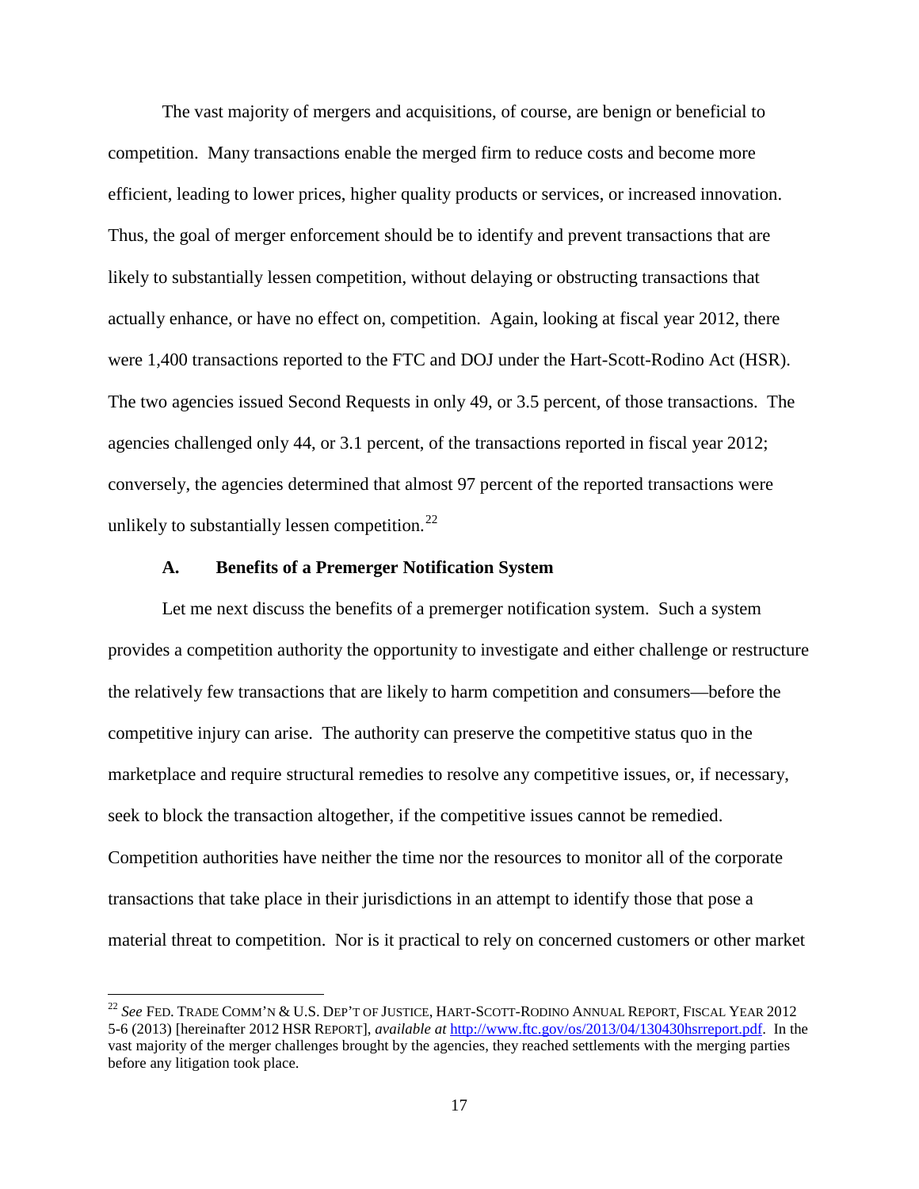The vast majority of mergers and acquisitions, of course, are benign or beneficial to competition. Many transactions enable the merged firm to reduce costs and become more efficient, leading to lower prices, higher quality products or services, or increased innovation. Thus, the goal of merger enforcement should be to identify and prevent transactions that are likely to substantially lessen competition, without delaying or obstructing transactions that actually enhance, or have no effect on, competition. Again, looking at fiscal year 2012, there were 1,400 transactions reported to the FTC and DOJ under the Hart-Scott-Rodino Act (HSR). The two agencies issued Second Requests in only 49, or 3.5 percent, of those transactions. The agencies challenged only 44, or 3.1 percent, of the transactions reported in fiscal year 2012; conversely, the agencies determined that almost 97 percent of the reported transactions were unlikely to substantially lessen competition.[22]

### A. Benefits of a Premerger Notification System

Let me next discuss the benefits of a premerger notification system. Such a system provides a competition authority the opportunity to investigate and either challenge or restructure the relatively few transactions that are likely to harm competition and consumers—before the competitive injury can arise. The authority can preserve the competitive status quo in the marketplace and require structural remedies to resolve any competitive issues, or, if necessary, seek to block the transaction altogether, if the competitive issues cannot be remedied. Competition authorities have neither the time nor the resources to monitor all of the corporate transactions that take place in their jurisdictions in an attempt to identify those that pose a material threat to competition. Nor is it practical to rely on concerned customers or other market

---

[22] *See* FED. TRADE COMM'N & U.S. DEP'T OF JUSTICE, HART-SCOTT-RODINO ANNUAL REPORT, FISCAL YEAR 2012 5-6 (2013) [hereinafter 2012 HSR REPORT], *available at* http://www.ftc.gov/os/2013/04/130430hsrreport.pdf. In the vast majority of the merger challenges brought by the agencies, they reached settlements with the merging parties before any litigation took place.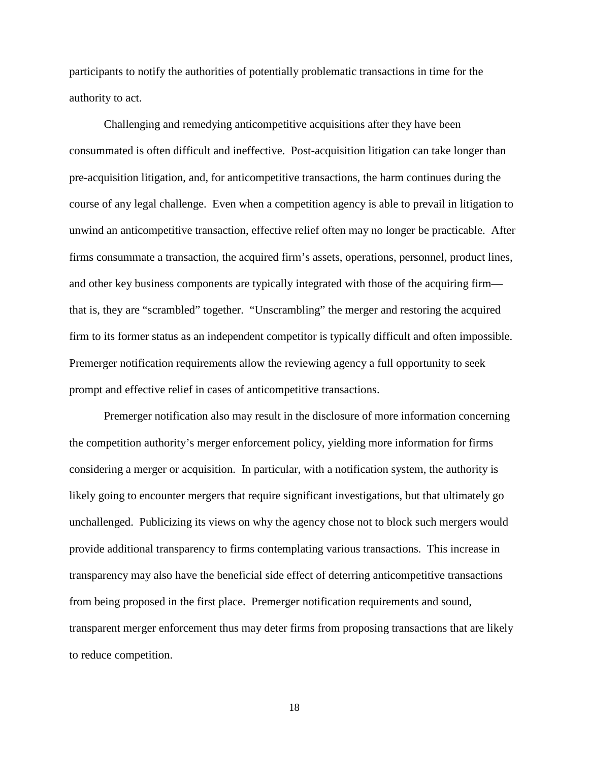participants to notify the authorities of potentially problematic transactions in time for the authority to act.

Challenging and remedying anticompetitive acquisitions after they have been consummated is often difficult and ineffective. Post-acquisition litigation can take longer than pre-acquisition litigation, and, for anticompetitive transactions, the harm continues during the course of any legal challenge. Even when a competition agency is able to prevail in litigation to unwind an anticompetitive transaction, effective relief often may no longer be practicable. After firms consummate a transaction, the acquired firm's assets, operations, personnel, product lines, and other key business components are typically integrated with those of the acquiring firm—that is, they are "scrambled" together. "Unscrambling" the merger and restoring the acquired firm to its former status as an independent competitor is typically difficult and often impossible. Premerger notification requirements allow the reviewing agency a full opportunity to seek prompt and effective relief in cases of anticompetitive transactions.

Premerger notification also may result in the disclosure of more information concerning the competition authority's merger enforcement policy, yielding more information for firms considering a merger or acquisition. In particular, with a notification system, the authority is likely going to encounter mergers that require significant investigations, but that ultimately go unchallenged. Publicizing its views on why the agency chose not to block such mergers would provide additional transparency to firms contemplating various transactions. This increase in transparency may also have the beneficial side effect of deterring anticompetitive transactions from being proposed in the first place. Premerger notification requirements and sound, transparent merger enforcement thus may deter firms from proposing transactions that are likely to reduce competition.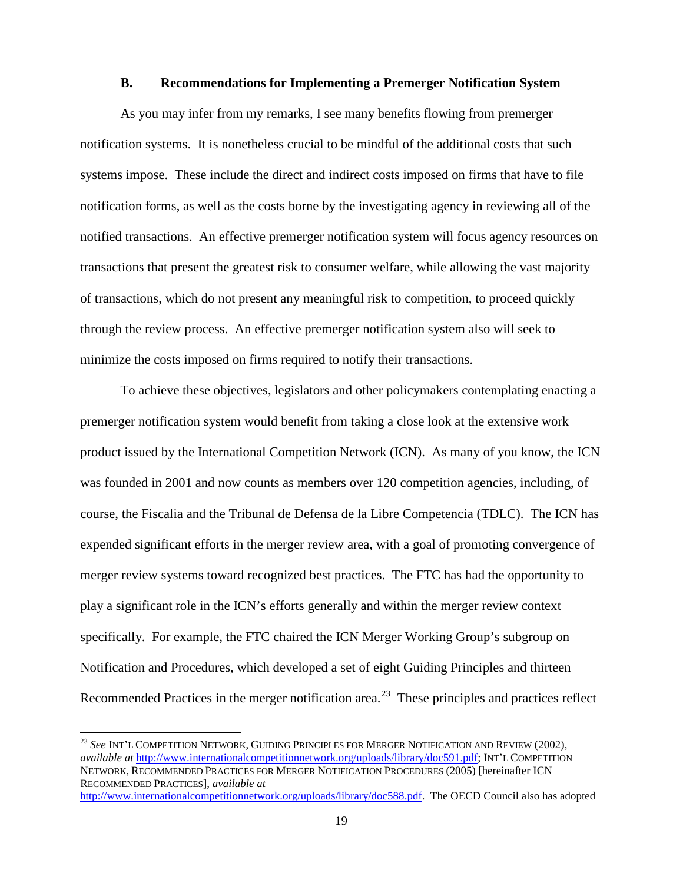### B. Recommendations for Implementing a Premerger Notification System

As you may infer from my remarks, I see many benefits flowing from premerger notification systems. It is nonetheless crucial to be mindful of the additional costs that such systems impose. These include the direct and indirect costs imposed on firms that have to file notification forms, as well as the costs borne by the investigating agency in reviewing all of the notified transactions. An effective premerger notification system will focus agency resources on transactions that present the greatest risk to consumer welfare, while allowing the vast majority of transactions, which do not present any meaningful risk to competition, to proceed quickly through the review process. An effective premerger notification system also will seek to minimize the costs imposed on firms required to notify their transactions.

To achieve these objectives, legislators and other policymakers contemplating enacting a premerger notification system would benefit from taking a close look at the extensive work product issued by the International Competition Network (ICN). As many of you know, the ICN was founded in 2001 and now counts as members over 120 competition agencies, including, of course, the Fiscalia and the Tribunal de Defensa de la Libre Competencia (TDLC). The ICN has expended significant efforts in the merger review area, with a goal of promoting convergence of merger review systems toward recognized best practices. The FTC has had the opportunity to play a significant role in the ICN's efforts generally and within the merger review context specifically. For example, the FTC chaired the ICN Merger Working Group's subgroup on Notification and Procedures, which developed a set of eight Guiding Principles and thirteen Recommended Practices in the merger notification area.[23] These principles and practices reflect

---

[23] *See* INT'L COMPETITION NETWORK, GUIDING PRINCIPLES FOR MERGER NOTIFICATION AND REVIEW (2002), *available at* http://www.internationalcompetitionnetwork.org/uploads/library/doc591.pdf; INT'L COMPETITION NETWORK, RECOMMENDED PRACTICES FOR MERGER NOTIFICATION PROCEDURES (2005) [hereinafter ICN RECOMMENDED PRACTICES], *available at* http://www.internationalcompetitionnetwork.org/uploads/library/doc588.pdf. The OECD Council also has adopted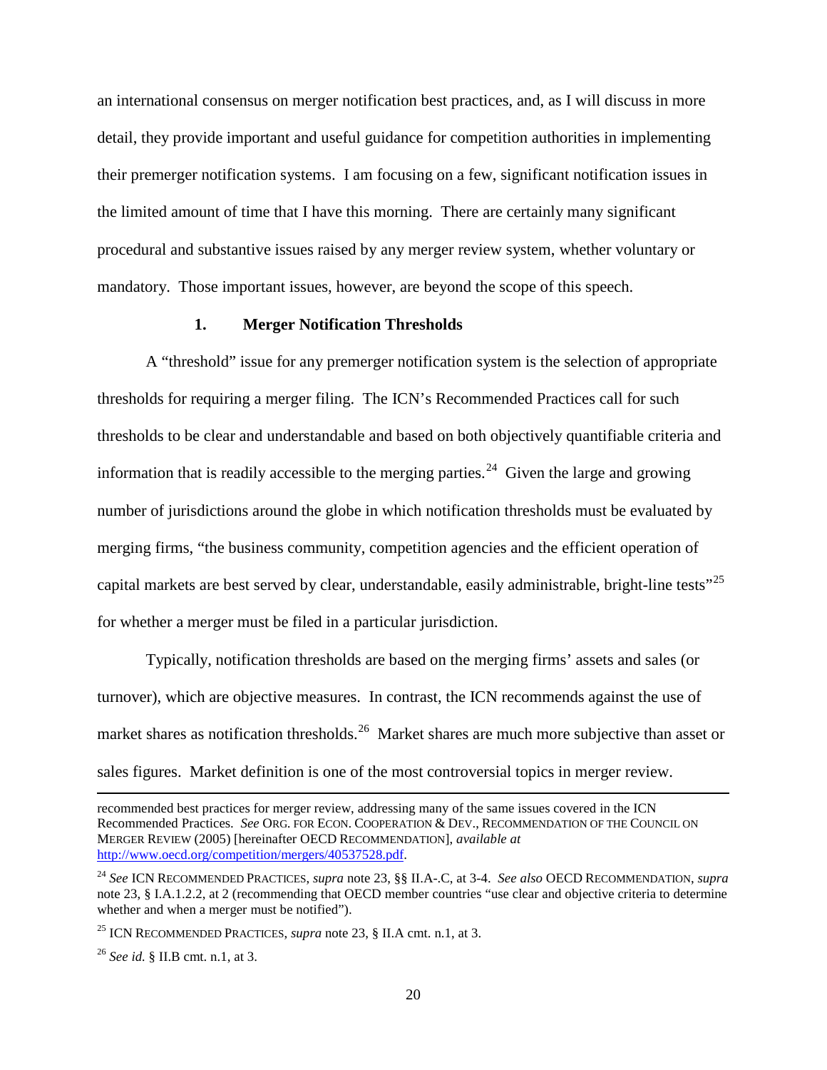an international consensus on merger notification best practices, and, as I will discuss in more detail, they provide important and useful guidance for competition authorities in implementing their premerger notification systems. I am focusing on a few, significant notification issues in the limited amount of time that I have this morning. There are certainly many significant procedural and substantive issues raised by any merger review system, whether voluntary or mandatory. Those important issues, however, are beyond the scope of this speech.

### 1. Merger Notification Thresholds

A "threshold" issue for any premerger notification system is the selection of appropriate thresholds for requiring a merger filing. The ICN's Recommended Practices call for such thresholds to be clear and understandable and based on both objectively quantifiable criteria and information that is readily accessible to the merging parties.[24] Given the large and growing number of jurisdictions around the globe in which notification thresholds must be evaluated by merging firms, "the business community, competition agencies and the efficient operation of capital markets are best served by clear, understandable, easily administrable, bright-line tests"[25] for whether a merger must be filed in a particular jurisdiction.

Typically, notification thresholds are based on the merging firms' assets and sales (or turnover), which are objective measures. In contrast, the ICN recommends against the use of market shares as notification thresholds.[26] Market shares are much more subjective than asset or sales figures. Market definition is one of the most controversial topics in merger review.

---

recommended best practices for merger review, addressing many of the same issues covered in the ICN Recommended Practices. *See* ORG. FOR ECON. COOPERATION & DEV., RECOMMENDATION OF THE COUNCIL ON MERGER REVIEW (2005) [hereinafter OECD RECOMMENDATION], *available at* http://www.oecd.org/competition/mergers/40537528.pdf.

[24] *See* ICN RECOMMENDED PRACTICES, *supra* note 23, §§ II.A-.C, at 3-4. *See also* OECD RECOMMENDATION, *supra* note 23, § I.A.1.2.2, at 2 (recommending that OECD member countries "use clear and objective criteria to determine whether and when a merger must be notified").

[25] ICN RECOMMENDED PRACTICES, *supra* note 23, § II.A cmt. n.1, at 3.

[26] *See id.* § II.B cmt. n.1, at 3.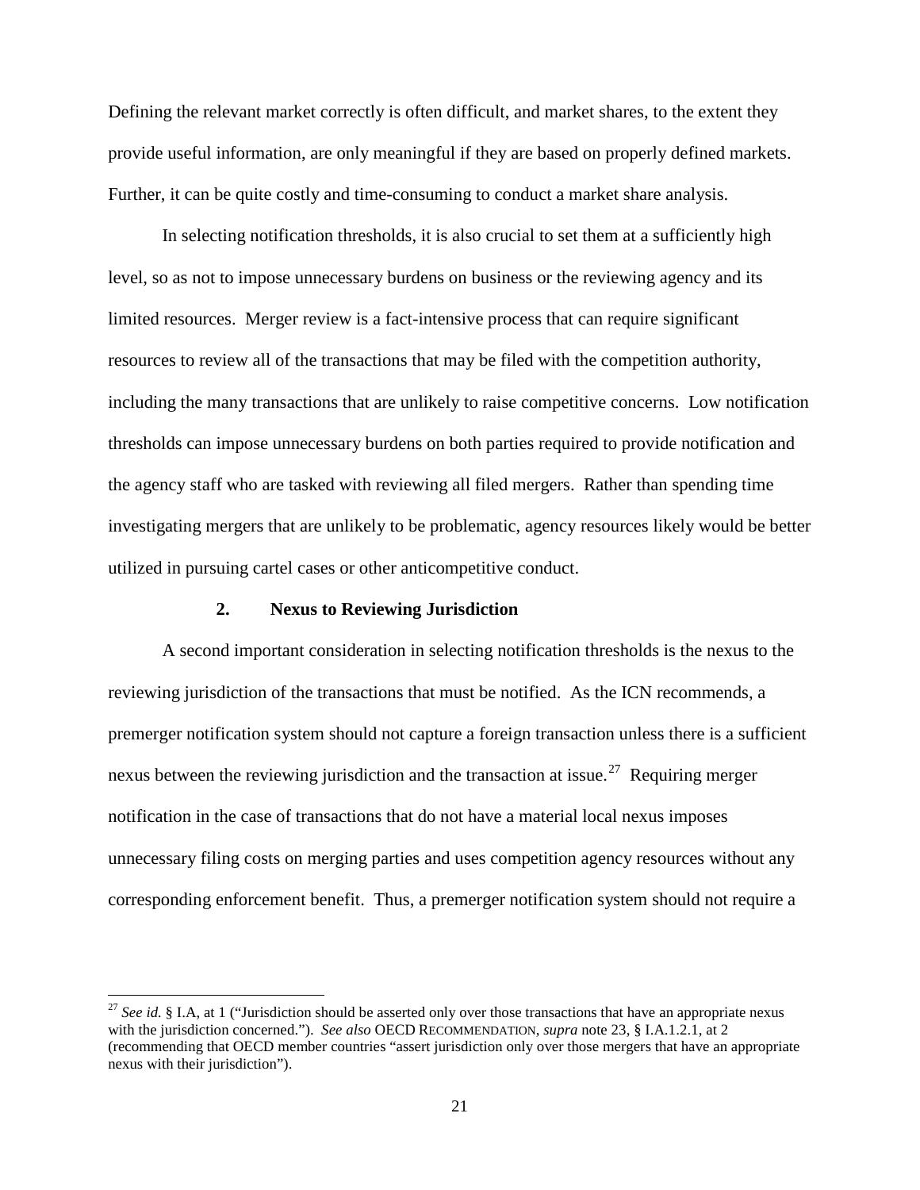Defining the relevant market correctly is often difficult, and market shares, to the extent they provide useful information, are only meaningful if they are based on properly defined markets. Further, it can be quite costly and time-consuming to conduct a market share analysis.

In selecting notification thresholds, it is also crucial to set them at a sufficiently high level, so as not to impose unnecessary burdens on business or the reviewing agency and its limited resources. Merger review is a fact-intensive process that can require significant resources to review all of the transactions that may be filed with the competition authority, including the many transactions that are unlikely to raise competitive concerns. Low notification thresholds can impose unnecessary burdens on both parties required to provide notification and the agency staff who are tasked with reviewing all filed mergers. Rather than spending time investigating mergers that are unlikely to be problematic, agency resources likely would be better utilized in pursuing cartel cases or other anticompetitive conduct.

### 2. Nexus to Reviewing Jurisdiction

A second important consideration in selecting notification thresholds is the nexus to the reviewing jurisdiction of the transactions that must be notified. As the ICN recommends, a premerger notification system should not capture a foreign transaction unless there is a sufficient nexus between the reviewing jurisdiction and the transaction at issue.[27] Requiring merger notification in the case of transactions that do not have a material local nexus imposes unnecessary filing costs on merging parties and uses competition agency resources without any corresponding enforcement benefit. Thus, a premerger notification system should not require a

---

[27] *See id.* § I.A, at 1 ("Jurisdiction should be asserted only over those transactions that have an appropriate nexus with the jurisdiction concerned."). *See also* OECD RECOMMENDATION, *supra* note 23, § I.A.1.2.1, at 2 (recommending that OECD member countries "assert jurisdiction only over those mergers that have an appropriate nexus with their jurisdiction").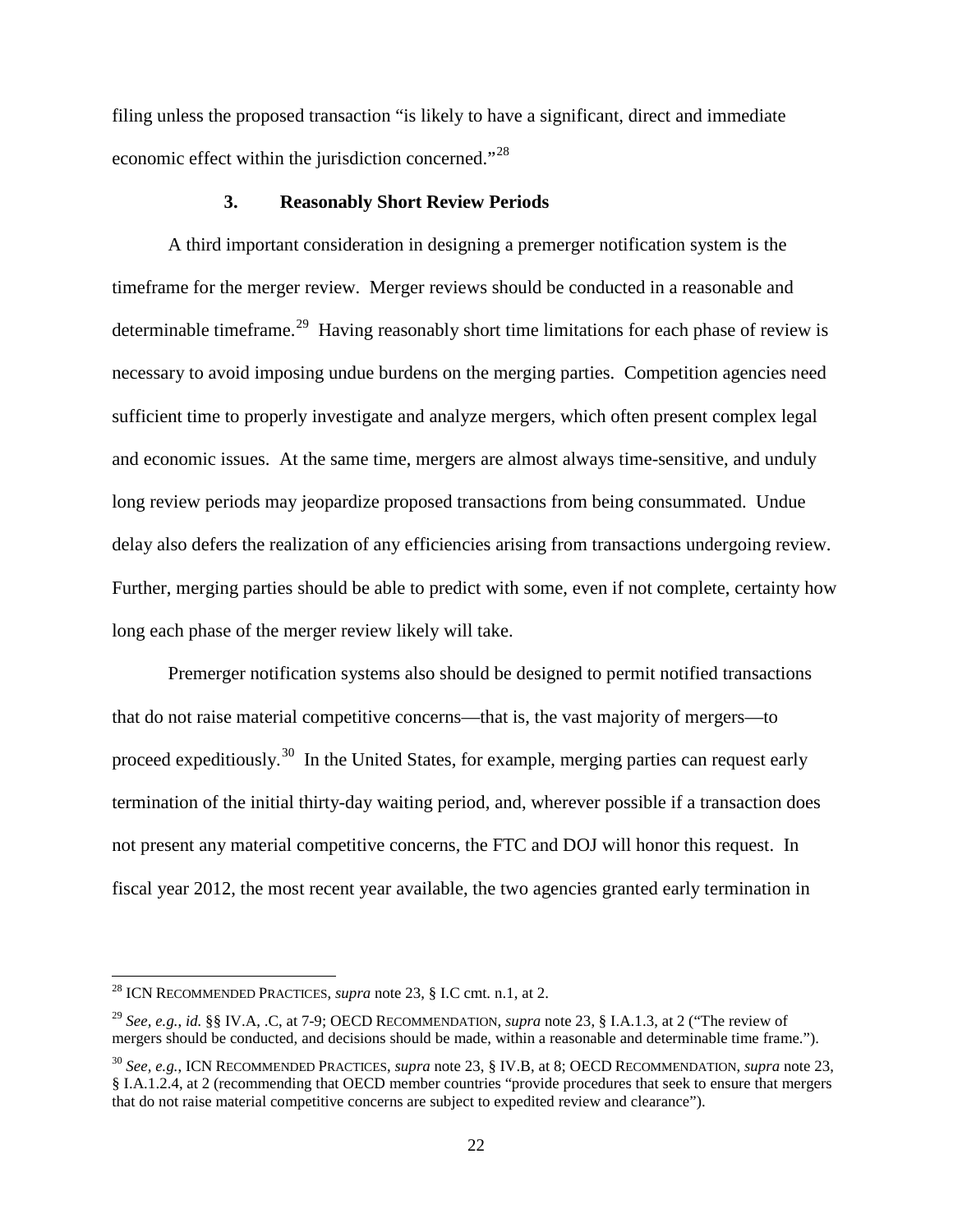filing unless the proposed transaction "is likely to have a significant, direct and immediate economic effect within the jurisdiction concerned."[28]

### 3. Reasonably Short Review Periods

A third important consideration in designing a premerger notification system is the timeframe for the merger review. Merger reviews should be conducted in a reasonable and determinable timeframe.[29] Having reasonably short time limitations for each phase of review is necessary to avoid imposing undue burdens on the merging parties. Competition agencies need sufficient time to properly investigate and analyze mergers, which often present complex legal and economic issues. At the same time, mergers are almost always time-sensitive, and unduly long review periods may jeopardize proposed transactions from being consummated. Undue delay also defers the realization of any efficiencies arising from transactions undergoing review. Further, merging parties should be able to predict with some, even if not complete, certainty how long each phase of the merger review likely will take.

Premerger notification systems also should be designed to permit notified transactions that do not raise material competitive concerns—that is, the vast majority of mergers—to proceed expeditiously.[30] In the United States, for example, merging parties can request early termination of the initial thirty-day waiting period, and, wherever possible if a transaction does not present any material competitive concerns, the FTC and DOJ will honor this request. In fiscal year 2012, the most recent year available, the two agencies granted early termination in

---

[28] ICN RECOMMENDED PRACTICES, *supra* note 23, § I.C cmt. n.1, at 2.

[29] *See, e.g.*, *id.* §§ IV.A, .C, at 7-9; OECD RECOMMENDATION, *supra* note 23, § I.A.1.3, at 2 ("The review of mergers should be conducted, and decisions should be made, within a reasonable and determinable time frame.").

[30] *See, e.g.*, ICN RECOMMENDED PRACTICES, *supra* note 23, § IV.B, at 8; OECD RECOMMENDATION, *supra* note 23, § I.A.1.2.4, at 2 (recommending that OECD member countries "provide procedures that seek to ensure that mergers that do not raise material competitive concerns are subject to expedited review and clearance").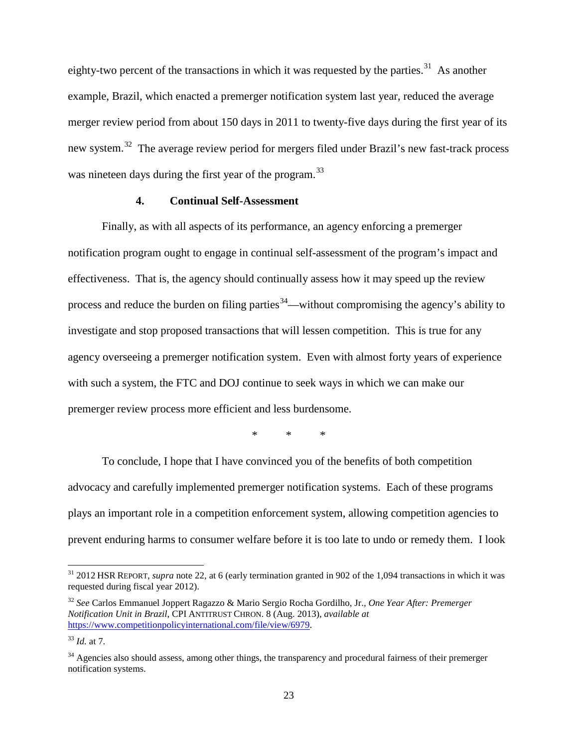eighty-two percent of the transactions in which it was requested by the parties.[31] As another example, Brazil, which enacted a premerger notification system last year, reduced the average merger review period from about 150 days in 2011 to twenty-five days during the first year of its new system.[32] The average review period for mergers filed under Brazil's new fast-track process was nineteen days during the first year of the program.[33]

#### 4. Continual Self-Assessment

Finally, as with all aspects of its performance, an agency enforcing a premerger notification program ought to engage in continual self-assessment of the program's impact and effectiveness. That is, the agency should continually assess how it may speed up the review process and reduce the burden on filing parties[34]—without compromising the agency's ability to investigate and stop proposed transactions that will lessen competition. This is true for any agency overseeing a premerger notification system. Even with almost forty years of experience with such a system, the FTC and DOJ continue to seek ways in which we can make our premerger review process more efficient and less burdensome.

\* \* \*

To conclude, I hope that I have convinced you of the benefits of both competition advocacy and carefully implemented premerger notification systems. Each of these programs plays an important role in a competition enforcement system, allowing competition agencies to prevent enduring harms to consumer welfare before it is too late to undo or remedy them. I look

---

[31] 2012 HSR REPORT, *supra* note 22, at 6 (early termination granted in 902 of the 1,094 transactions in which it was requested during fiscal year 2012).

[32] *See* Carlos Emmanuel Joppert Ragazzo & Mario Sergio Rocha Gordilho, Jr., *One Year After: Premerger Notification Unit in Brazil*, CPI ANTITRUST CHRON. 8 (Aug. 2013), *available at* https://www.competitionpolicyinternational.com/file/view/6979.

[33] *Id.* at 7.

[34] Agencies also should assess, among other things, the transparency and procedural fairness of their premerger notification systems.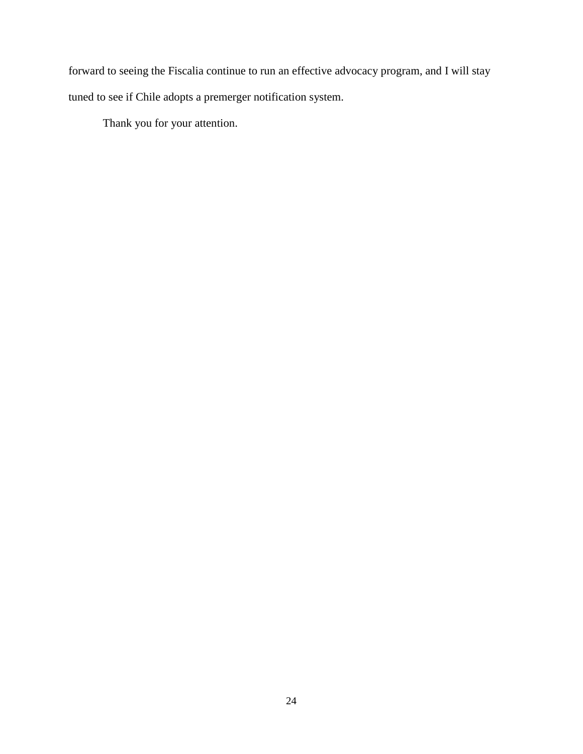forward to seeing the Fiscalia continue to run an effective advocacy program, and I will stay tuned to see if Chile adopts a premerger notification system.

Thank you for your attention.